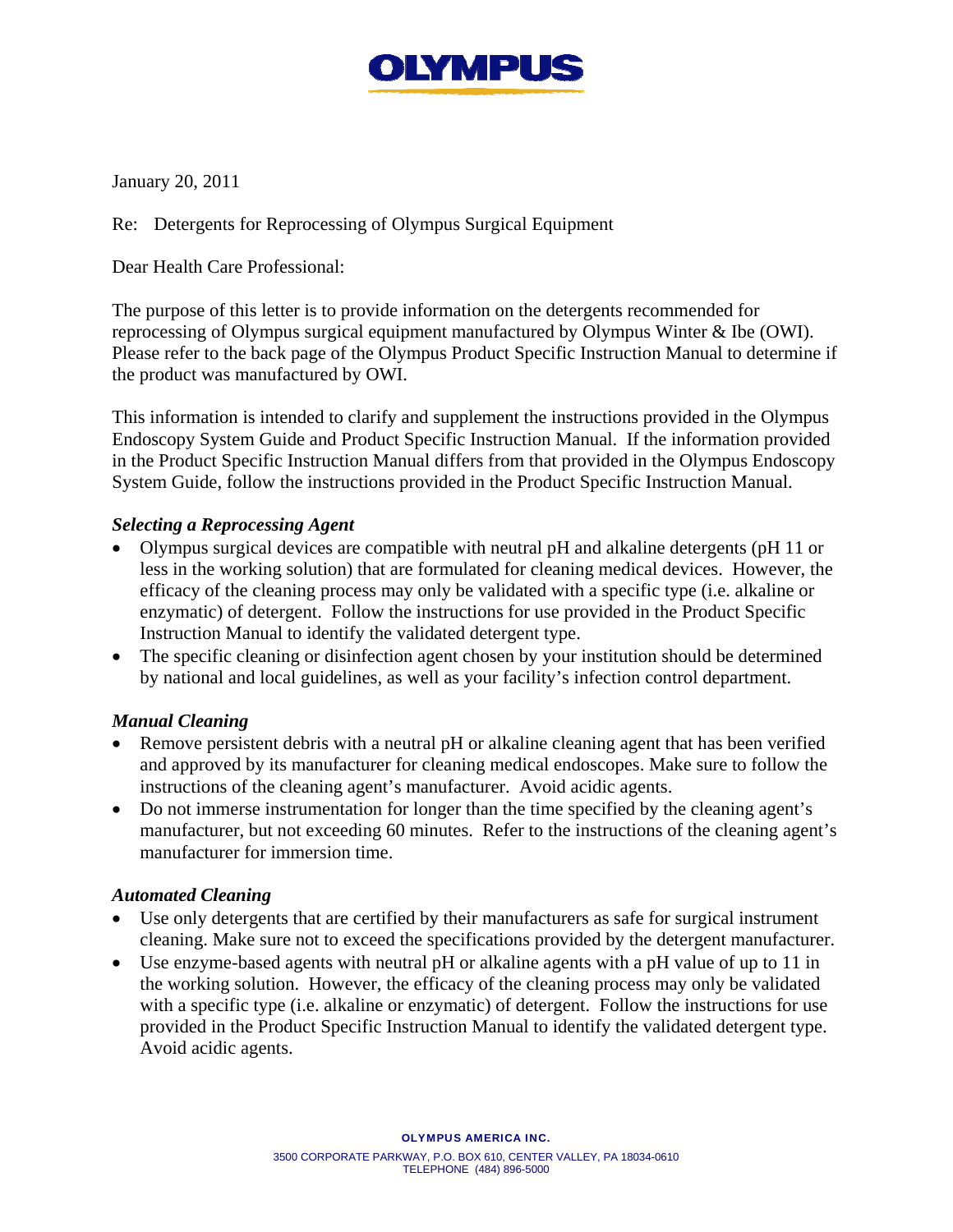# OLYMPUS

January 20, 2011

Re: Detergents for Reprocessing of Olympus Surgical Equipment

Dear Health Care Professional:

The purpose of this letter is to provide information on the detergents recommended for reprocessing of Olympus surgical equipment manufactured by Olympus Winter & Ibe (OWI). Please refer to the back page of the Olympus Product Specific Instruction Manual to determine if the product was manufactured by OWI.

This information is intended to clarify and supplement the instructions provided in the Olympus Endoscopy System Guide and Product Specific Instruction Manual. If the information provided in the Product Specific Instruction Manual differs from that provided in the Olympus Endoscopy System Guide, follow the instructions provided in the Product Specific Instruction Manual.

***Selecting a Reprocessing Agent***

- Olympus surgical devices are compatible with neutral pH and alkaline detergents (pH 11 or less in the working solution) that are formulated for cleaning medical devices. However, the efficacy of the cleaning process may only be validated with a specific type (i.e. alkaline or enzymatic) of detergent. Follow the instructions for use provided in the Product Specific Instruction Manual to identify the validated detergent type.
- The specific cleaning or disinfection agent chosen by your institution should be determined by national and local guidelines, as well as your facility's infection control department.

***Manual Cleaning***

- Remove persistent debris with a neutral pH or alkaline cleaning agent that has been verified and approved by its manufacturer for cleaning medical endoscopes. Make sure to follow the instructions of the cleaning agent's manufacturer. Avoid acidic agents.
- Do not immerse instrumentation for longer than the time specified by the cleaning agent's manufacturer, but not exceeding 60 minutes. Refer to the instructions of the cleaning agent's manufacturer for immersion time.

***Automated Cleaning***

- Use only detergents that are certified by their manufacturers as safe for surgical instrument cleaning. Make sure not to exceed the specifications provided by the detergent manufacturer.
- Use enzyme-based agents with neutral pH or alkaline agents with a pH value of up to 11 in the working solution. However, the efficacy of the cleaning process may only be validated with a specific type (i.e. alkaline or enzymatic) of detergent. Follow the instructions for use provided in the Product Specific Instruction Manual to identify the validated detergent type. Avoid acidic agents.

**OLYMPUS AMERICA INC.**
3500 CORPORATE PARKWAY, P.O. BOX 610, CENTER VALLEY, PA 18034-0610
TELEPHONE (484) 896-5000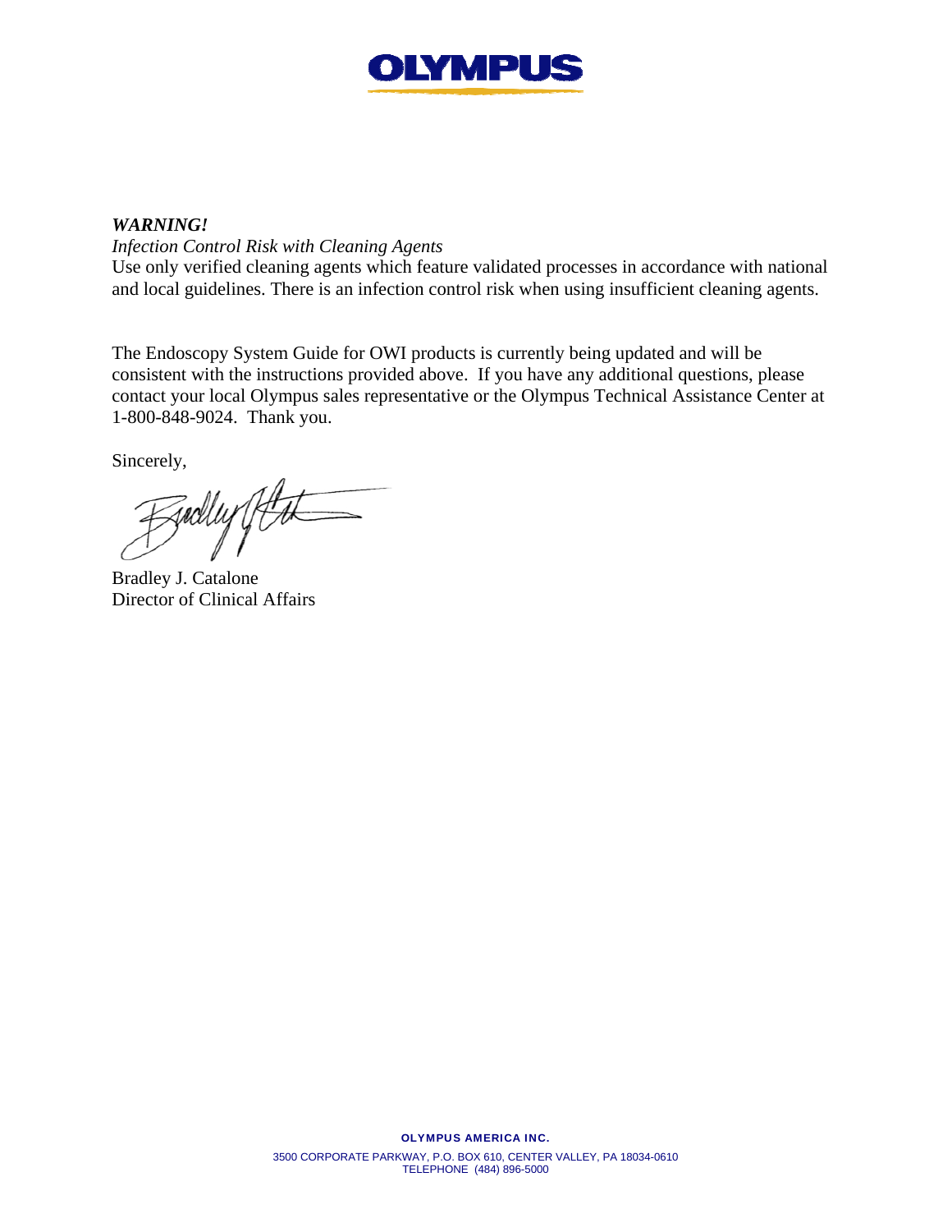***WARNING!***

*Infection Control Risk with Cleaning Agents*

Use only verified cleaning agents which feature validated processes in accordance with national and local guidelines. There is an infection control risk when using insufficient cleaning agents.

The Endoscopy System Guide for OWI products is currently being updated and will be consistent with the instructions provided above. If you have any additional questions, please contact your local Olympus sales representative or the Olympus Technical Assistance Center at 1-800-848-9024. Thank you.

Sincerely,

Bradley J. Catalone
Director of Clinical Affairs

**OLYMPUS AMERICA INC.**

3500 CORPORATE PARKWAY, P.O. BOX 610, CENTER VALLEY, PA 18034-0610
TELEPHONE (484) 896-5000